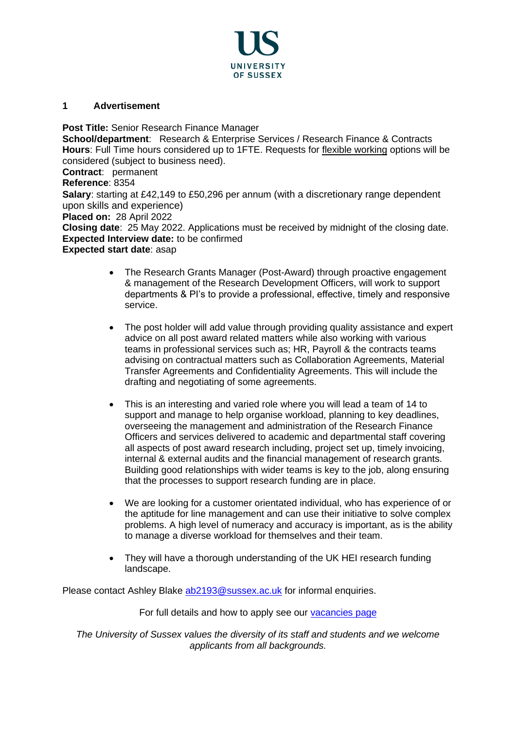UNIVERSITY OF SUSSEX

## 1 Advertisement

**Post Title:** Senior Research Finance Manager
**School/department**: Research & Enterprise Services / Research Finance & Contracts
**Hours**: Full Time hours considered up to 1FTE. Requests for flexible working options will be considered (subject to business need).
**Contract**: permanent
**Reference**: 8354
**Salary**: starting at £42,149 to £50,296 per annum (with a discretionary range dependent upon skills and experience)
**Placed on:** 28 April 2022
**Closing date**: 25 May 2022. Applications must be received by midnight of the closing date.
**Expected Interview date:** to be confirmed
**Expected start date**: asap

- The Research Grants Manager (Post-Award) through proactive engagement & management of the Research Development Officers, will work to support departments & PI's to provide a professional, effective, timely and responsive service.

- The post holder will add value through providing quality assistance and expert advice on all post award related matters while also working with various teams in professional services such as; HR, Payroll & the contracts teams advising on contractual matters such as Collaboration Agreements, Material Transfer Agreements and Confidentiality Agreements. This will include the drafting and negotiating of some agreements.

- This is an interesting and varied role where you will lead a team of 14 to support and manage to help organise workload, planning to key deadlines, overseeing the management and administration of the Research Finance Officers and services delivered to academic and departmental staff covering all aspects of post award research including, project set up, timely invoicing, internal & external audits and the financial management of research grants. Building good relationships with wider teams is key to the job, along ensuring that the processes to support research funding are in place.

- We are looking for a customer orientated individual, who has experience of or the aptitude for line management and can use their initiative to solve complex problems. A high level of numeracy and accuracy is important, as is the ability to manage a diverse workload for themselves and their team.

- They will have a thorough understanding of the UK HEI research funding landscape.

Please contact Ashley Blake ab2193@sussex.ac.uk for informal enquiries.

For full details and how to apply see our vacancies page

*The University of Sussex values the diversity of its staff and students and we welcome applicants from all backgrounds.*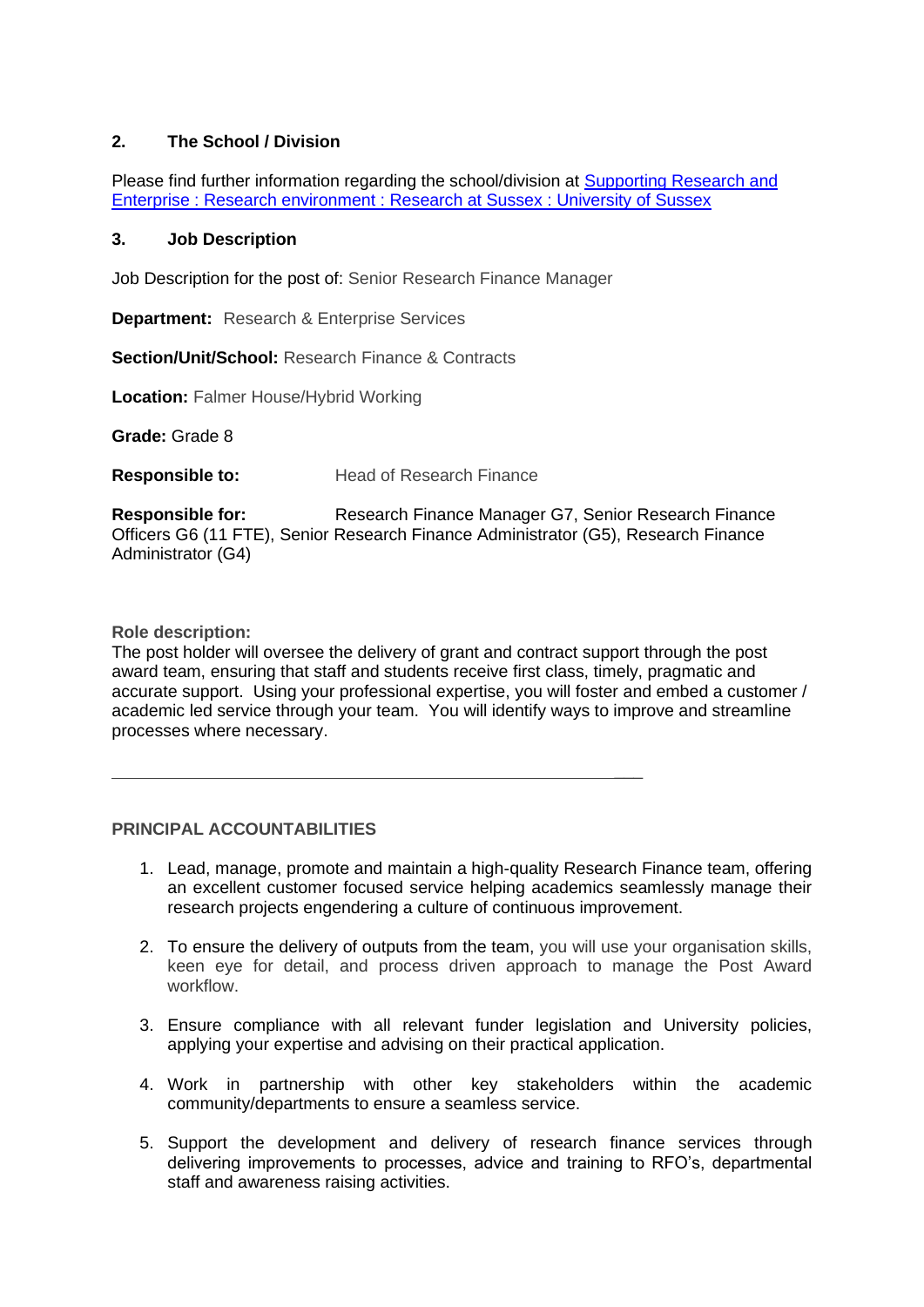## 2. The School / Division

Please find further information regarding the school/division at [Supporting Research and Enterprise : Research environment : Research at Sussex : University of Sussex]()

## 3. Job Description

Job Description for the post of: Senior Research Finance Manager

**Department:** Research & Enterprise Services

**Section/Unit/School:** Research Finance & Contracts

**Location:** Falmer House/Hybrid Working

**Grade:** Grade 8

**Responsible to:** Head of Research Finance

**Responsible for:** Research Finance Manager G7, Senior Research Finance Officers G6 (11 FTE), Senior Research Finance Administrator (G5), Research Finance Administrator (G4)

**Role description:**
The post holder will oversee the delivery of grant and contract support through the post award team, ensuring that staff and students receive first class, timely, pragmatic and accurate support. Using your professional expertise, you will foster and embed a customer / academic led service through your team. You will identify ways to improve and streamline processes where necessary.

---

**PRINCIPAL ACCOUNTABILITIES**

1. Lead, manage, promote and maintain a high-quality Research Finance team, offering an excellent customer focused service helping academics seamlessly manage their research projects engendering a culture of continuous improvement.

2. To ensure the delivery of outputs from the team, you will use your organisation skills, keen eye for detail, and process driven approach to manage the Post Award workflow.

3. Ensure compliance with all relevant funder legislation and University policies, applying your expertise and advising on their practical application.

4. Work in partnership with other key stakeholders within the academic community/departments to ensure a seamless service.

5. Support the development and delivery of research finance services through delivering improvements to processes, advice and training to RFO's, departmental staff and awareness raising activities.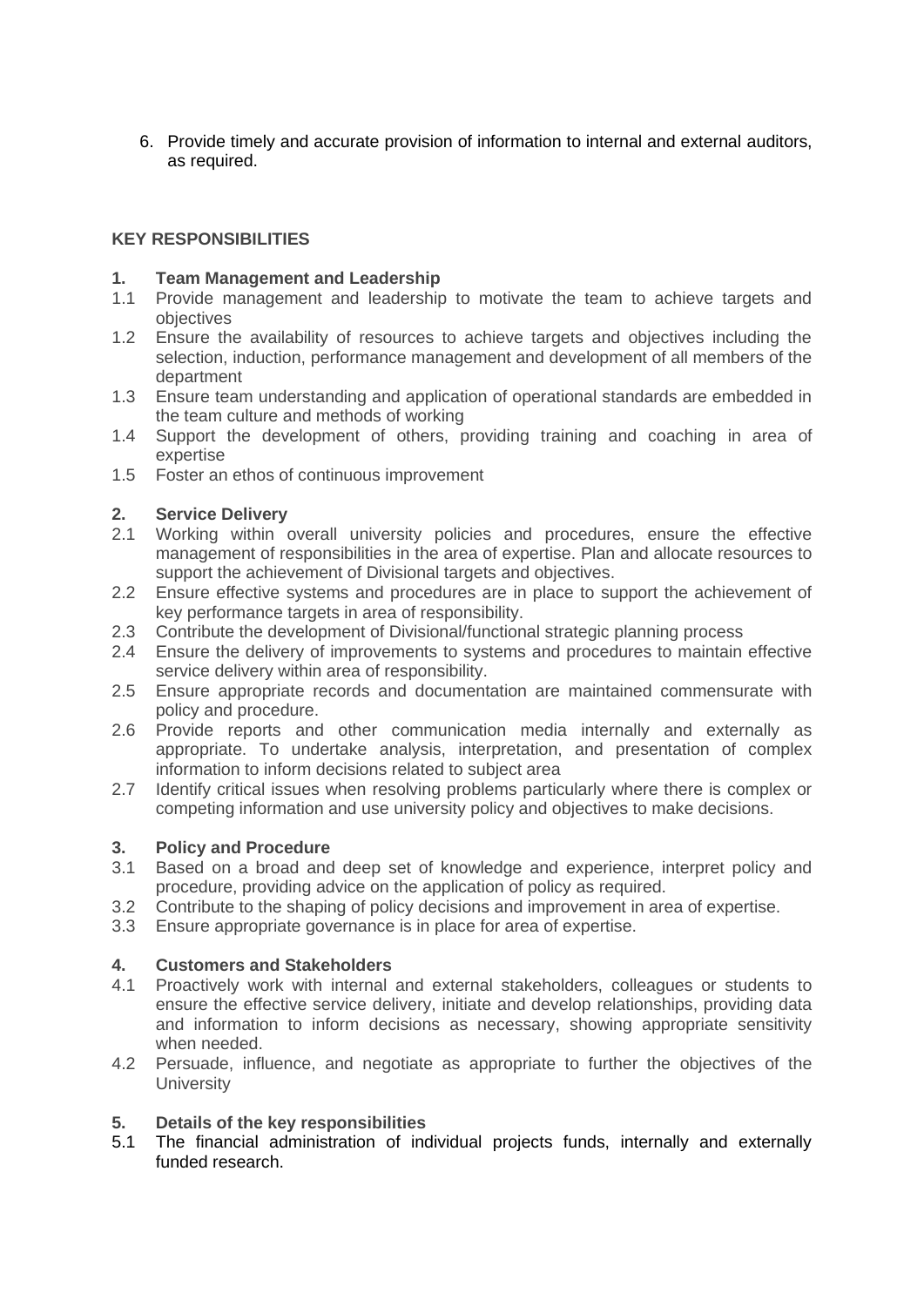6. Provide timely and accurate provision of information to internal and external auditors, as required.

**KEY RESPONSIBILITIES**

**1. Team Management and Leadership**

1.1 Provide management and leadership to motivate the team to achieve targets and objectives

1.2 Ensure the availability of resources to achieve targets and objectives including the selection, induction, performance management and development of all members of the department

1.3 Ensure team understanding and application of operational standards are embedded in the team culture and methods of working

1.4 Support the development of others, providing training and coaching in area of expertise

1.5 Foster an ethos of continuous improvement

**2. Service Delivery**

2.1 Working within overall university policies and procedures, ensure the effective management of responsibilities in the area of expertise. Plan and allocate resources to support the achievement of Divisional targets and objectives.

2.2 Ensure effective systems and procedures are in place to support the achievement of key performance targets in area of responsibility.

2.3 Contribute the development of Divisional/functional strategic planning process

2.4 Ensure the delivery of improvements to systems and procedures to maintain effective service delivery within area of responsibility.

2.5 Ensure appropriate records and documentation are maintained commensurate with policy and procedure.

2.6 Provide reports and other communication media internally and externally as appropriate. To undertake analysis, interpretation, and presentation of complex information to inform decisions related to subject area

2.7 Identify critical issues when resolving problems particularly where there is complex or competing information and use university policy and objectives to make decisions.

**3. Policy and Procedure**

3.1 Based on a broad and deep set of knowledge and experience, interpret policy and procedure, providing advice on the application of policy as required.

3.2 Contribute to the shaping of policy decisions and improvement in area of expertise.

3.3 Ensure appropriate governance is in place for area of expertise.

**4. Customers and Stakeholders**

4.1 Proactively work with internal and external stakeholders, colleagues or students to ensure the effective service delivery, initiate and develop relationships, providing data and information to inform decisions as necessary, showing appropriate sensitivity when needed.

4.2 Persuade, influence, and negotiate as appropriate to further the objectives of the University

**5. Details of the key responsibilities**

5.1 The financial administration of individual projects funds, internally and externally funded research.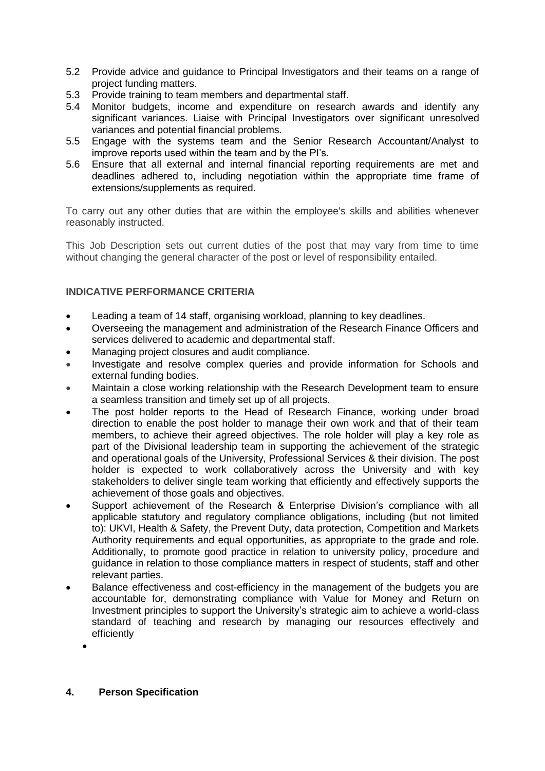5.2 Provide advice and guidance to Principal Investigators and their teams on a range of project funding matters.
5.3 Provide training to team members and departmental staff.
5.4 Monitor budgets, income and expenditure on research awards and identify any significant variances. Liaise with Principal Investigators over significant unresolved variances and potential financial problems.
5.5 Engage with the systems team and the Senior Research Accountant/Analyst to improve reports used within the team and by the PI's.
5.6 Ensure that all external and internal financial reporting requirements are met and deadlines adhered to, including negotiation within the appropriate time frame of extensions/supplements as required.

To carry out any other duties that are within the employee's skills and abilities whenever reasonably instructed.

This Job Description sets out current duties of the post that may vary from time to time without changing the general character of the post or level of responsibility entailed.

**INDICATIVE PERFORMANCE CRITERIA**

- Leading a team of 14 staff, organising workload, planning to key deadlines.
- Overseeing the management and administration of the Research Finance Officers and services delivered to academic and departmental staff.
- Managing project closures and audit compliance.
- Investigate and resolve complex queries and provide information for Schools and external funding bodies.
- Maintain a close working relationship with the Research Development team to ensure a seamless transition and timely set up of all projects.
- The post holder reports to the Head of Research Finance, working under broad direction to enable the post holder to manage their own work and that of their team members, to achieve their agreed objectives. The role holder will play a key role as part of the Divisional leadership team in supporting the achievement of the strategic and operational goals of the University, Professional Services & their division. The post holder is expected to work collaboratively across the University and with key stakeholders to deliver single team working that efficiently and effectively supports the achievement of those goals and objectives.
- Support achievement of the Research & Enterprise Division's compliance with all applicable statutory and regulatory compliance obligations, including (but not limited to): UKVI, Health & Safety, the Prevent Duty, data protection, Competition and Markets Authority requirements and equal opportunities, as appropriate to the grade and role. Additionally, to promote good practice in relation to university policy, procedure and guidance in relation to those compliance matters in respect of students, staff and other relevant parties.
- Balance effectiveness and cost-efficiency in the management of the budgets you are accountable for, demonstrating compliance with Value for Money and Return on Investment principles to support the University's strategic aim to achieve a world-class standard of teaching and research by managing our resources effectively and efficiently

## 4. Person Specification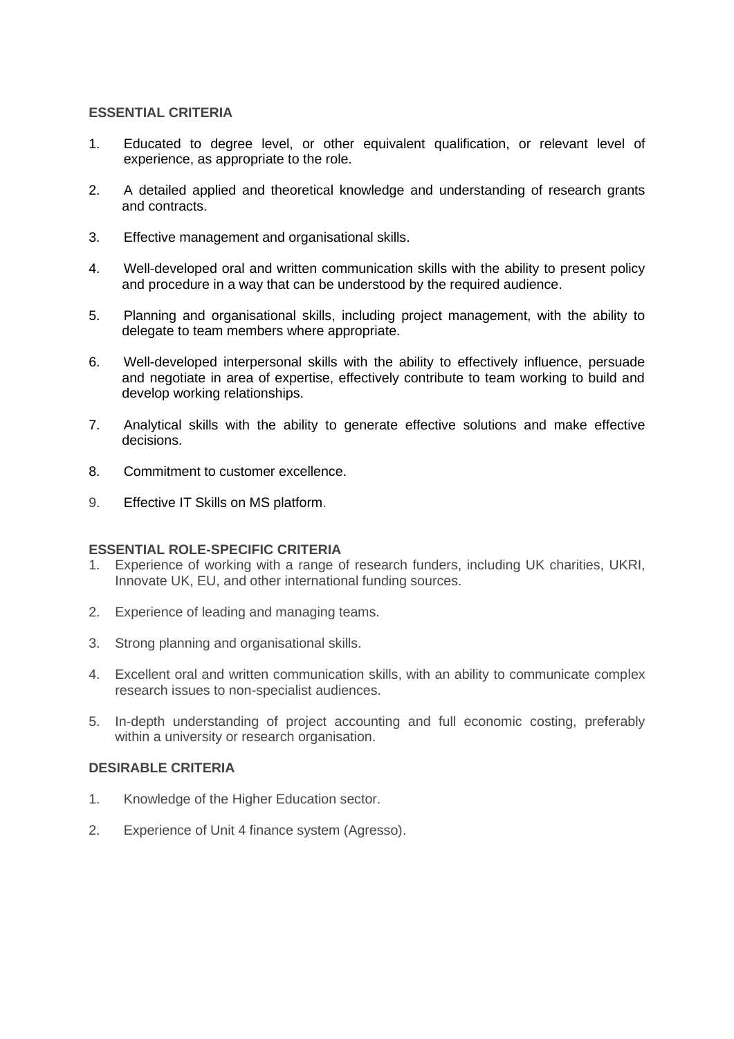**ESSENTIAL CRITERIA**

1. Educated to degree level, or other equivalent qualification, or relevant level of experience, as appropriate to the role.

2. A detailed applied and theoretical knowledge and understanding of research grants and contracts.

3. Effective management and organisational skills.

4. Well-developed oral and written communication skills with the ability to present policy and procedure in a way that can be understood by the required audience.

5. Planning and organisational skills, including project management, with the ability to delegate to team members where appropriate.

6. Well-developed interpersonal skills with the ability to effectively influence, persuade and negotiate in area of expertise, effectively contribute to team working to build and develop working relationships.

7. Analytical skills with the ability to generate effective solutions and make effective decisions.

8. Commitment to customer excellence.

9. Effective IT Skills on MS platform.

**ESSENTIAL ROLE-SPECIFIC CRITERIA**

1. Experience of working with a range of research funders, including UK charities, UKRI, Innovate UK, EU, and other international funding sources.

2. Experience of leading and managing teams.

3. Strong planning and organisational skills.

4. Excellent oral and written communication skills, with an ability to communicate complex research issues to non-specialist audiences.

5. In-depth understanding of project accounting and full economic costing, preferably within a university or research organisation.

**DESIRABLE CRITERIA**

1. Knowledge of the Higher Education sector.

2. Experience of Unit 4 finance system (Agresso).